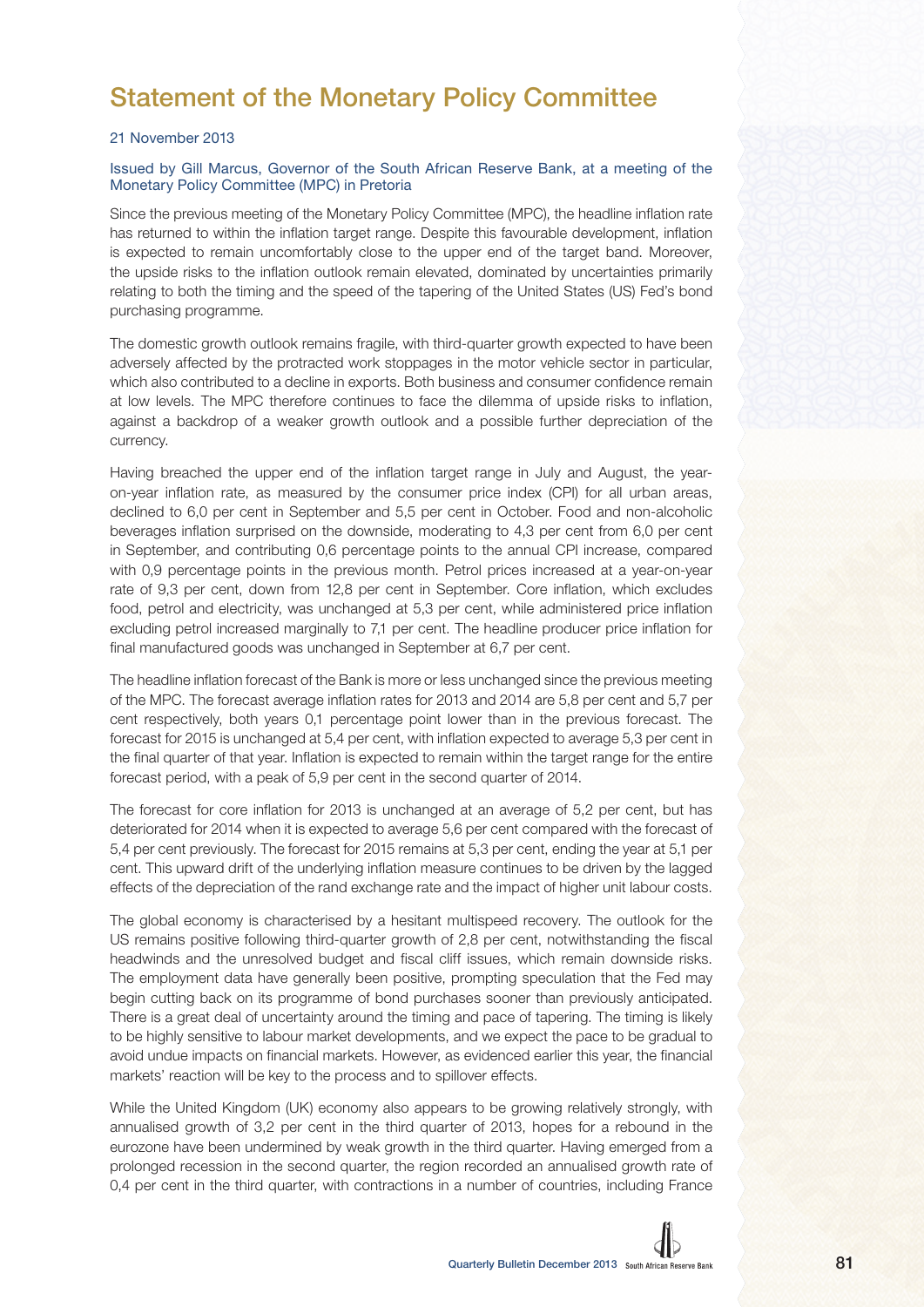# Statement of the Monetary Policy Committee

21 November 2013

Issued by Gill Marcus, Governor of the South African Reserve Bank, at a meeting of the Monetary Policy Committee (MPC) in Pretoria

Since the previous meeting of the Monetary Policy Committee (MPC), the headline inflation rate has returned to within the inflation target range. Despite this favourable development, inflation is expected to remain uncomfortably close to the upper end of the target band. Moreover, the upside risks to the inflation outlook remain elevated, dominated by uncertainties primarily relating to both the timing and the speed of the tapering of the United States (US) Fed's bond purchasing programme.

The domestic growth outlook remains fragile, with third-quarter growth expected to have been adversely affected by the protracted work stoppages in the motor vehicle sector in particular, which also contributed to a decline in exports. Both business and consumer confidence remain at low levels. The MPC therefore continues to face the dilemma of upside risks to inflation, against a backdrop of a weaker growth outlook and a possible further depreciation of the currency.

Having breached the upper end of the inflation target range in July and August, the year-on-year inflation rate, as measured by the consumer price index (CPI) for all urban areas, declined to 6,0 per cent in September and 5,5 per cent in October. Food and non-alcoholic beverages inflation surprised on the downside, moderating to 4,3 per cent from 6,0 per cent in September, and contributing 0,6 percentage points to the annual CPI increase, compared with 0,9 percentage points in the previous month. Petrol prices increased at a year-on-year rate of 9,3 per cent, down from 12,8 per cent in September. Core inflation, which excludes food, petrol and electricity, was unchanged at 5,3 per cent, while administered price inflation excluding petrol increased marginally to 7,1 per cent. The headline producer price inflation for final manufactured goods was unchanged in September at 6,7 per cent.

The headline inflation forecast of the Bank is more or less unchanged since the previous meeting of the MPC. The forecast average inflation rates for 2013 and 2014 are 5,8 per cent and 5,7 per cent respectively, both years 0,1 percentage point lower than in the previous forecast. The forecast for 2015 is unchanged at 5,4 per cent, with inflation expected to average 5,3 per cent in the final quarter of that year. Inflation is expected to remain within the target range for the entire forecast period, with a peak of 5,9 per cent in the second quarter of 2014.

The forecast for core inflation for 2013 is unchanged at an average of 5,2 per cent, but has deteriorated for 2014 when it is expected to average 5,6 per cent compared with the forecast of 5,4 per cent previously. The forecast for 2015 remains at 5,3 per cent, ending the year at 5,1 per cent. This upward drift of the underlying inflation measure continues to be driven by the lagged effects of the depreciation of the rand exchange rate and the impact of higher unit labour costs.

The global economy is characterised by a hesitant multispeed recovery. The outlook for the US remains positive following third-quarter growth of 2,8 per cent, notwithstanding the fiscal headwinds and the unresolved budget and fiscal cliff issues, which remain downside risks. The employment data have generally been positive, prompting speculation that the Fed may begin cutting back on its programme of bond purchases sooner than previously anticipated. There is a great deal of uncertainty around the timing and pace of tapering. The timing is likely to be highly sensitive to labour market developments, and we expect the pace to be gradual to avoid undue impacts on financial markets. However, as evidenced earlier this year, the financial markets' reaction will be key to the process and to spillover effects.

While the United Kingdom (UK) economy also appears to be growing relatively strongly, with annualised growth of 3,2 per cent in the third quarter of 2013, hopes for a rebound in the eurozone have been undermined by weak growth in the third quarter. Having emerged from a prolonged recession in the second quarter, the region recorded an annualised growth rate of 0,4 per cent in the third quarter, with contractions in a number of countries, including France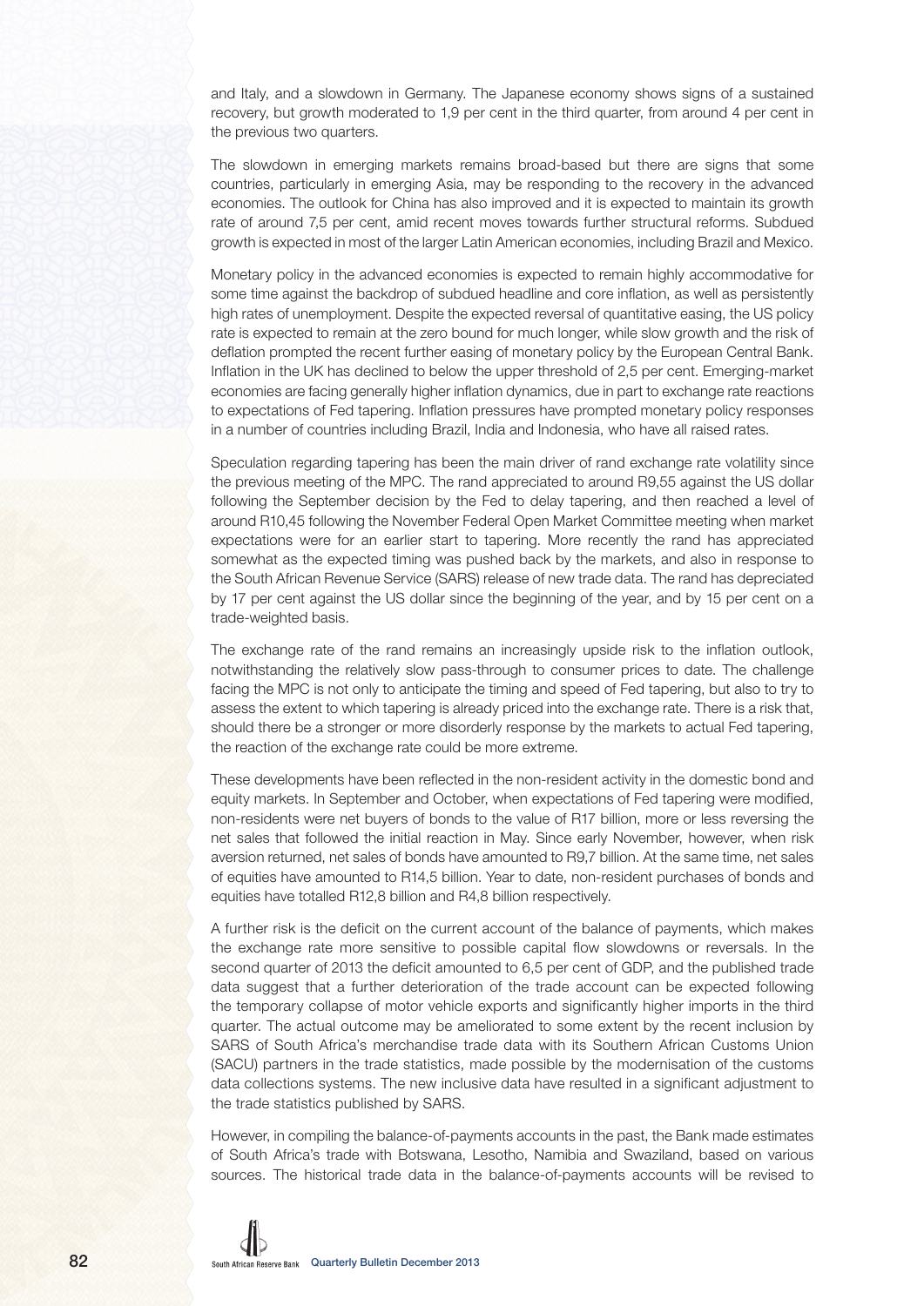and Italy, and a slowdown in Germany. The Japanese economy shows signs of a sustained recovery, but growth moderated to 1,9 per cent in the third quarter, from around 4 per cent in the previous two quarters.

The slowdown in emerging markets remains broad-based but there are signs that some countries, particularly in emerging Asia, may be responding to the recovery in the advanced economies. The outlook for China has also improved and it is expected to maintain its growth rate of around 7,5 per cent, amid recent moves towards further structural reforms. Subdued growth is expected in most of the larger Latin American economies, including Brazil and Mexico.

Monetary policy in the advanced economies is expected to remain highly accommodative for some time against the backdrop of subdued headline and core inflation, as well as persistently high rates of unemployment. Despite the expected reversal of quantitative easing, the US policy rate is expected to remain at the zero bound for much longer, while slow growth and the risk of deflation prompted the recent further easing of monetary policy by the European Central Bank. Inflation in the UK has declined to below the upper threshold of 2,5 per cent. Emerging-market economies are facing generally higher inflation dynamics, due in part to exchange rate reactions to expectations of Fed tapering. Inflation pressures have prompted monetary policy responses in a number of countries including Brazil, India and Indonesia, who have all raised rates.

Speculation regarding tapering has been the main driver of rand exchange rate volatility since the previous meeting of the MPC. The rand appreciated to around R9,55 against the US dollar following the September decision by the Fed to delay tapering, and then reached a level of around R10,45 following the November Federal Open Market Committee meeting when market expectations were for an earlier start to tapering. More recently the rand has appreciated somewhat as the expected timing was pushed back by the markets, and also in response to the South African Revenue Service (SARS) release of new trade data. The rand has depreciated by 17 per cent against the US dollar since the beginning of the year, and by 15 per cent on a trade-weighted basis.

The exchange rate of the rand remains an increasingly upside risk to the inflation outlook, notwithstanding the relatively slow pass-through to consumer prices to date. The challenge facing the MPC is not only to anticipate the timing and speed of Fed tapering, but also to try to assess the extent to which tapering is already priced into the exchange rate. There is a risk that, should there be a stronger or more disorderly response by the markets to actual Fed tapering, the reaction of the exchange rate could be more extreme.

These developments have been reflected in the non-resident activity in the domestic bond and equity markets. In September and October, when expectations of Fed tapering were modified, non-residents were net buyers of bonds to the value of R17 billion, more or less reversing the net sales that followed the initial reaction in May. Since early November, however, when risk aversion returned, net sales of bonds have amounted to R9,7 billion. At the same time, net sales of equities have amounted to R14,5 billion. Year to date, non-resident purchases of bonds and equities have totalled R12,8 billion and R4,8 billion respectively.

A further risk is the deficit on the current account of the balance of payments, which makes the exchange rate more sensitive to possible capital flow slowdowns or reversals. In the second quarter of 2013 the deficit amounted to 6,5 per cent of GDP, and the published trade data suggest that a further deterioration of the trade account can be expected following the temporary collapse of motor vehicle exports and significantly higher imports in the third quarter. The actual outcome may be ameliorated to some extent by the recent inclusion by SARS of South Africa's merchandise trade data with its Southern African Customs Union (SACU) partners in the trade statistics, made possible by the modernisation of the customs data collections systems. The new inclusive data have resulted in a significant adjustment to the trade statistics published by SARS.

However, in compiling the balance-of-payments accounts in the past, the Bank made estimates of South Africa's trade with Botswana, Lesotho, Namibia and Swaziland, based on various sources. The historical trade data in the balance-of-payments accounts will be revised to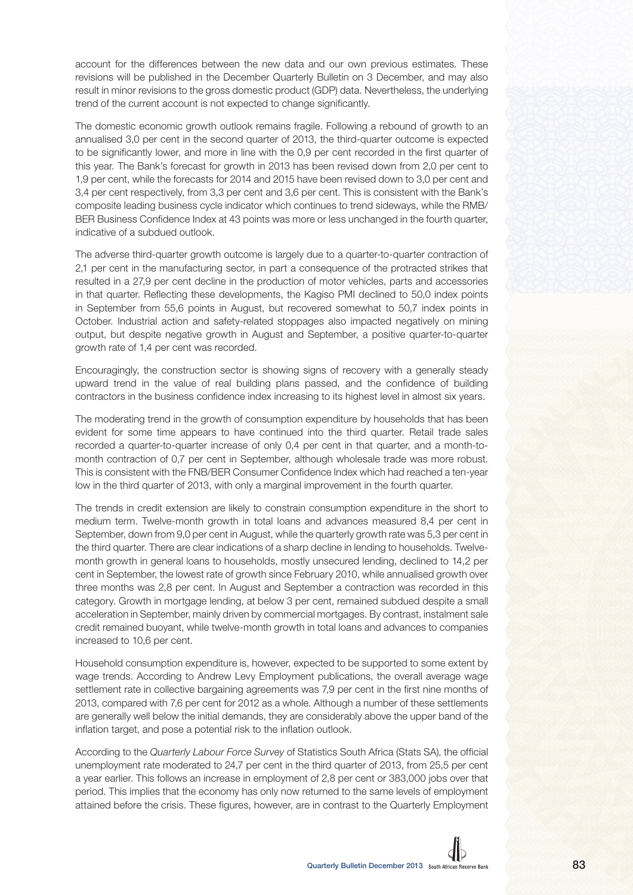account for the differences between the new data and our own previous estimates. These revisions will be published in the December Quarterly Bulletin on 3 December, and may also result in minor revisions to the gross domestic product (GDP) data. Nevertheless, the underlying trend of the current account is not expected to change significantly.

The domestic economic growth outlook remains fragile. Following a rebound of growth to an annualised 3,0 per cent in the second quarter of 2013, the third-quarter outcome is expected to be significantly lower, and more in line with the 0,9 per cent recorded in the first quarter of this year. The Bank's forecast for growth in 2013 has been revised down from 2,0 per cent to 1,9 per cent, while the forecasts for 2014 and 2015 have been revised down to 3,0 per cent and 3,4 per cent respectively, from 3,3 per cent and 3,6 per cent. This is consistent with the Bank's composite leading business cycle indicator which continues to trend sideways, while the RMB/BER Business Confidence Index at 43 points was more or less unchanged in the fourth quarter, indicative of a subdued outlook.

The adverse third-quarter growth outcome is largely due to a quarter-to-quarter contraction of 2,1 per cent in the manufacturing sector, in part a consequence of the protracted strikes that resulted in a 27,9 per cent decline in the production of motor vehicles, parts and accessories in that quarter. Reflecting these developments, the Kagiso PMI declined to 50,0 index points in September from 55,6 points in August, but recovered somewhat to 50,7 index points in October. Industrial action and safety-related stoppages also impacted negatively on mining output, but despite negative growth in August and September, a positive quarter-to-quarter growth rate of 1,4 per cent was recorded.

Encouragingly, the construction sector is showing signs of recovery with a generally steady upward trend in the value of real building plans passed, and the confidence of building contractors in the business confidence index increasing to its highest level in almost six years.

The moderating trend in the growth of consumption expenditure by households that has been evident for some time appears to have continued into the third quarter. Retail trade sales recorded a quarter-to-quarter increase of only 0,4 per cent in that quarter, and a month-to-month contraction of 0,7 per cent in September, although wholesale trade was more robust. This is consistent with the FNB/BER Consumer Confidence Index which had reached a ten-year low in the third quarter of 2013, with only a marginal improvement in the fourth quarter.

The trends in credit extension are likely to constrain consumption expenditure in the short to medium term. Twelve-month growth in total loans and advances measured 8,4 per cent in September, down from 9,0 per cent in August, while the quarterly growth rate was 5,3 per cent in the third quarter. There are clear indications of a sharp decline in lending to households. Twelve-month growth in general loans to households, mostly unsecured lending, declined to 14,2 per cent in September, the lowest rate of growth since February 2010, while annualised growth over three months was 2,8 per cent. In August and September a contraction was recorded in this category. Growth in mortgage lending, at below 3 per cent, remained subdued despite a small acceleration in September, mainly driven by commercial mortgages. By contrast, instalment sale credit remained buoyant, while twelve-month growth in total loans and advances to companies increased to 10,6 per cent.

Household consumption expenditure is, however, expected to be supported to some extent by wage trends. According to Andrew Levy Employment publications, the overall average wage settlement rate in collective bargaining agreements was 7,9 per cent in the first nine months of 2013, compared with 7,6 per cent for 2012 as a whole. Although a number of these settlements are generally well below the initial demands, they are considerably above the upper band of the inflation target, and pose a potential risk to the inflation outlook.

According to the *Quarterly Labour Force Survey* of Statistics South Africa (Stats SA), the official unemployment rate moderated to 24,7 per cent in the third quarter of 2013, from 25,5 per cent a year earlier. This follows an increase in employment of 2,8 per cent or 383,000 jobs over that period. This implies that the economy has only now returned to the same levels of employment attained before the crisis. These figures, however, are in contrast to the Quarterly Employment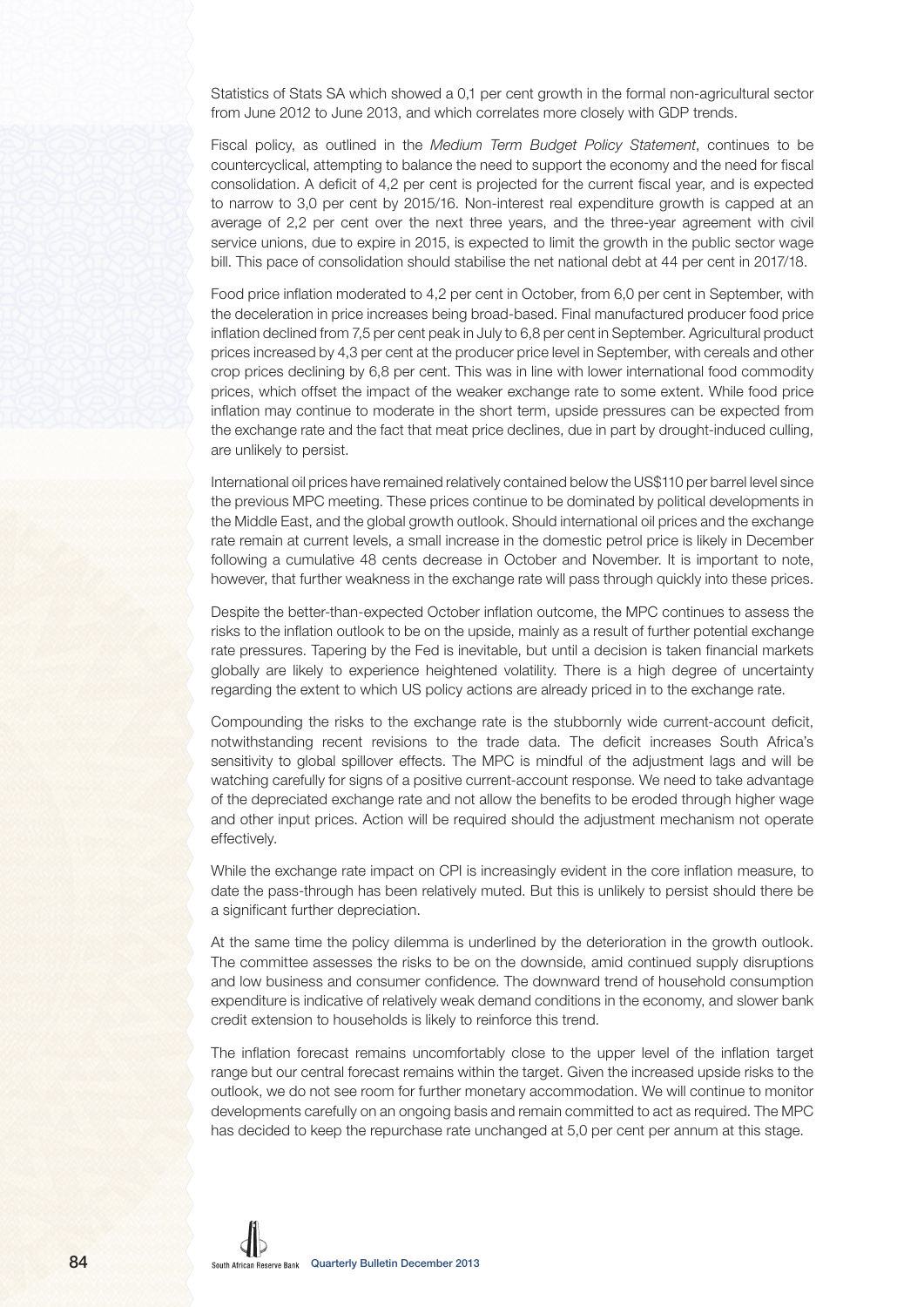Statistics of Stats SA which showed a 0,1 per cent growth in the formal non-agricultural sector from June 2012 to June 2013, and which correlates more closely with GDP trends.

Fiscal policy, as outlined in the *Medium Term Budget Policy Statement*, continues to be countercyclical, attempting to balance the need to support the economy and the need for fiscal consolidation. A deficit of 4,2 per cent is projected for the current fiscal year, and is expected to narrow to 3,0 per cent by 2015/16. Non-interest real expenditure growth is capped at an average of 2,2 per cent over the next three years, and the three-year agreement with civil service unions, due to expire in 2015, is expected to limit the growth in the public sector wage bill. This pace of consolidation should stabilise the net national debt at 44 per cent in 2017/18.

Food price inflation moderated to 4,2 per cent in October, from 6,0 per cent in September, with the deceleration in price increases being broad-based. Final manufactured producer food price inflation declined from 7,5 per cent peak in July to 6,8 per cent in September. Agricultural product prices increased by 4,3 per cent at the producer price level in September, with cereals and other crop prices declining by 6,8 per cent. This was in line with lower international food commodity prices, which offset the impact of the weaker exchange rate to some extent. While food price inflation may continue to moderate in the short term, upside pressures can be expected from the exchange rate and the fact that meat price declines, due in part by drought-induced culling, are unlikely to persist.

International oil prices have remained relatively contained below the US$110 per barrel level since the previous MPC meeting. These prices continue to be dominated by political developments in the Middle East, and the global growth outlook. Should international oil prices and the exchange rate remain at current levels, a small increase in the domestic petrol price is likely in December following a cumulative 48 cents decrease in October and November. It is important to note, however, that further weakness in the exchange rate will pass through quickly into these prices.

Despite the better-than-expected October inflation outcome, the MPC continues to assess the risks to the inflation outlook to be on the upside, mainly as a result of further potential exchange rate pressures. Tapering by the Fed is inevitable, but until a decision is taken financial markets globally are likely to experience heightened volatility. There is a high degree of uncertainty regarding the extent to which US policy actions are already priced in to the exchange rate.

Compounding the risks to the exchange rate is the stubbornly wide current-account deficit, notwithstanding recent revisions to the trade data. The deficit increases South Africa's sensitivity to global spillover effects. The MPC is mindful of the adjustment lags and will be watching carefully for signs of a positive current-account response. We need to take advantage of the depreciated exchange rate and not allow the benefits to be eroded through higher wage and other input prices. Action will be required should the adjustment mechanism not operate effectively.

While the exchange rate impact on CPI is increasingly evident in the core inflation measure, to date the pass-through has been relatively muted. But this is unlikely to persist should there be a significant further depreciation.

At the same time the policy dilemma is underlined by the deterioration in the growth outlook. The committee assesses the risks to be on the downside, amid continued supply disruptions and low business and consumer confidence. The downward trend of household consumption expenditure is indicative of relatively weak demand conditions in the economy, and slower bank credit extension to households is likely to reinforce this trend.

The inflation forecast remains uncomfortably close to the upper level of the inflation target range but our central forecast remains within the target. Given the increased upside risks to the outlook, we do not see room for further monetary accommodation. We will continue to monitor developments carefully on an ongoing basis and remain committed to act as required. The MPC has decided to keep the repurchase rate unchanged at 5,0 per cent per annum at this stage.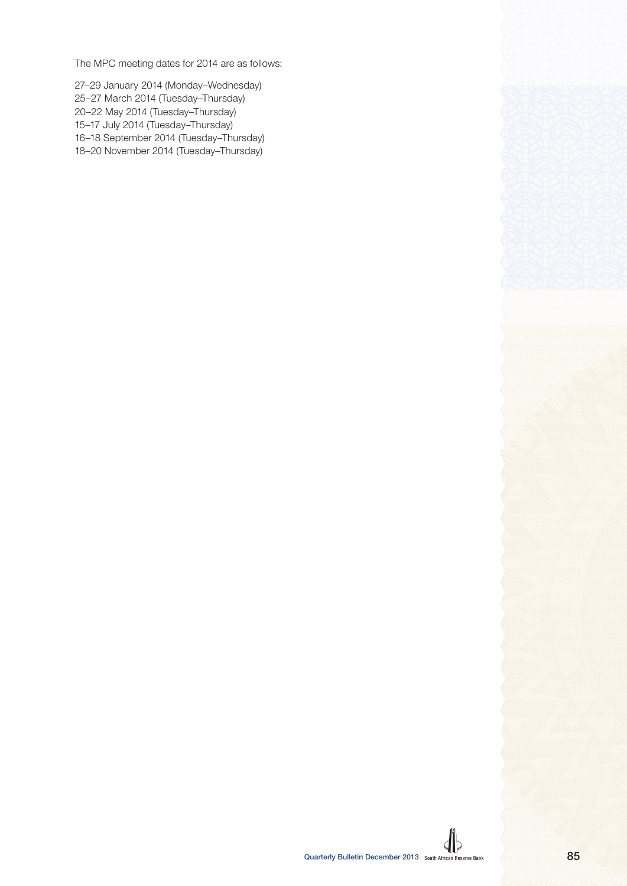The MPC meeting dates for 2014 are as follows:

27–29 January 2014 (Monday–Wednesday)
25–27 March 2014 (Tuesday–Thursday)
20–22 May 2014 (Tuesday–Thursday)
15–17 July 2014 (Tuesday–Thursday)
16–18 September 2014 (Tuesday–Thursday)
18–20 November 2014 (Tuesday–Thursday)